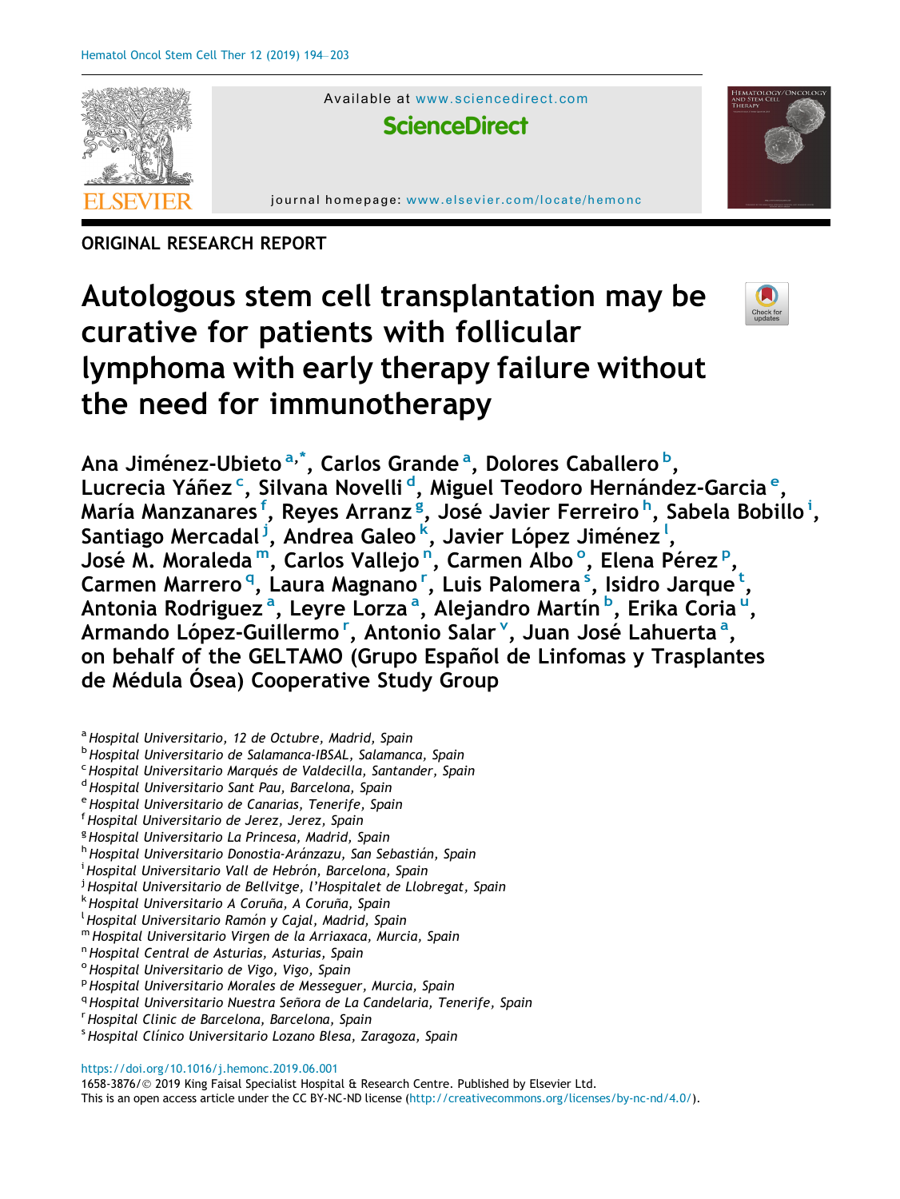ORIGINAL RESEARCH REPORT

# Autologous stem cell transplantation may be curative for patients with follicular lymphoma with early therapy failure without the need for immunotherapy

Ana Jiménez-Ubieto [a,*], Carlos Grande [a], Dolores Caballero [b], Lucrecia Yáñez [c], Silvana Novelli [d], Miguel Teodoro Hernández-Garcia [e], María Manzanares [f], Reyes Arranz [g], José Javier Ferreiro [h], Sabela Bobillo [i], Santiago Mercadal [j], Andrea Galeo [k], Javier López Jiménez [l], José M. Moraleda [m], Carlos Vallejo [n], Carmen Albo [o], Elena Pérez [p], Carmen Marrero [q], Laura Magnano [r], Luis Palomera [s], Isidro Jarque [t], Antonia Rodriguez [a], Leyre Lorza [a], Alejandro Martín [b], Erika Coria [u], Armando López-Guillermo [r], Antonio Salar [v], Juan José Lahuerta [a], on behalf of the GELTAMO (Grupo Español de Linfomas y Trasplantes de Médula Ósea) Cooperative Study Group

[a] Hospital Universitario, 12 de Octubre, Madrid, Spain
[b] Hospital Universitario de Salamanca-IBSAL, Salamanca, Spain
[c] Hospital Universitario Marqués de Valdecilla, Santander, Spain
[d] Hospital Universitario Sant Pau, Barcelona, Spain
[e] Hospital Universitario de Canarias, Tenerife, Spain
[f] Hospital Universitario de Jerez, Jerez, Spain
[g] Hospital Universitario La Princesa, Madrid, Spain
[h] Hospital Universitario Donostia-Aránzazu, San Sebastián, Spain
[i] Hospital Universitario Vall de Hebrón, Barcelona, Spain
[j] Hospital Universitario de Bellvitge, l'Hospitalet de Llobregat, Spain
[k] Hospital Universitario A Coruña, A Coruña, Spain
[l] Hospital Universitario Ramón y Cajal, Madrid, Spain
[m] Hospital Universitario Virgen de la Arriaxaca, Murcia, Spain
[n] Hospital Central de Asturias, Asturias, Spain
[o] Hospital Universitario de Vigo, Vigo, Spain
[p] Hospital Universitario Morales de Messeguer, Murcia, Spain
[q] Hospital Universitario Nuestra Señora de La Candelaria, Tenerife, Spain
[r] Hospital Clinic de Barcelona, Barcelona, Spain
[s] Hospital Clínico Universitario Lozano Blesa, Zaragoza, Spain

https://doi.org/10.1016/j.hemonc.2019.06.001
1658-3876/© 2019 King Faisal Specialist Hospital & Research Centre. Published by Elsevier Ltd.
This is an open access article under the CC BY-NC-ND license (http://creativecommons.org/licenses/by-nc-nd/4.0/).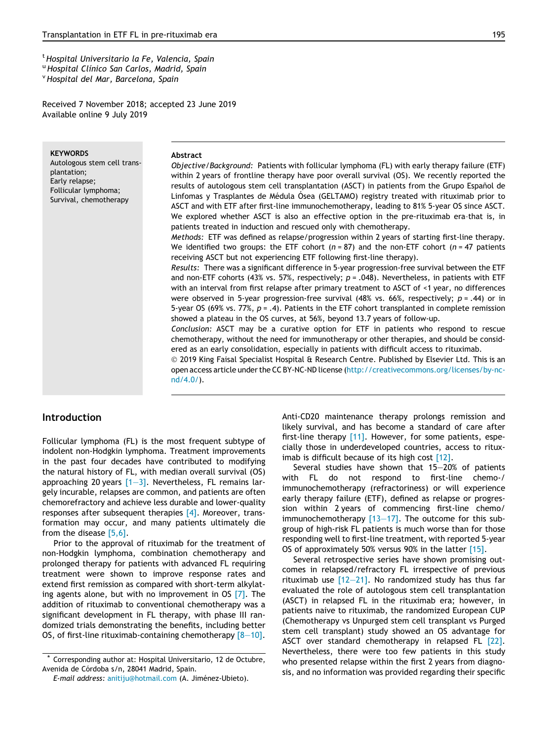[t] Hospital Universitario la Fe, Valencia, Spain
[u] Hospital Clínico San Carlos, Madrid, Spain
[v] Hospital del Mar, Barcelona, Spain

Received 7 November 2018; accepted 23 June 2019
Available online 9 July 2019

**KEYWORDS**
Autologous stem cell transplantation;
Early relapse;
Follicular lymphoma;
Survival, chemotherapy

**Abstract**

*Objective/Background:* Patients with follicular lymphoma (FL) with early therapy failure (ETF) within 2 years of frontline therapy have poor overall survival (OS). We recently reported the results of autologous stem cell transplantation (ASCT) in patients from the Grupo Español de Linfomas y Trasplantes de Médula Ósea (GELTAMO) registry treated with rituximab prior to ASCT and with ETF after first-line immunochemotherapy, leading to 81% 5-year OS since ASCT. We explored whether ASCT is also an effective option in the pre-rituximab era–that is, in patients treated in induction and rescued only with chemotherapy.

*Methods:* ETF was defined as relapse/progression within 2 years of starting first-line therapy. We identified two groups: the ETF cohort ($n$ = 87) and the non-ETF cohort ($n$ = 47 patients receiving ASCT but not experiencing ETF following first-line therapy).

*Results:* There was a significant difference in 5-year progression-free survival between the ETF and non-ETF cohorts (43% vs. 57%, respectively; $p$ = .048). Nevertheless, in patients with ETF with an interval from first relapse after primary treatment to ASCT of <1 year, no differences were observed in 5-year progression-free survival (48% vs. 66%, respectively; $p$ = .44) or in 5-year OS (69% vs. 77%, $p$ = .4). Patients in the ETF cohort transplanted in complete remission showed a plateau in the OS curves, at 56%, beyond 13.7 years of follow-up.

*Conclusion:* ASCT may be a curative option for ETF in patients who respond to rescue chemotherapy, without the need for immunotherapy or other therapies, and should be considered as an early consolidation, especially in patients with difficult access to rituximab.

© 2019 King Faisal Specialist Hospital & Research Centre. Published by Elsevier Ltd. This is an open access article under the CC BY-NC-ND license (http://creativecommons.org/licenses/by-nc-nd/4.0/).

## Introduction

Follicular lymphoma (FL) is the most frequent subtype of indolent non-Hodgkin lymphoma. Treatment improvements in the past four decades have contributed to modifying the natural history of FL, with median overall survival (OS) approaching 20 years [1–3]. Nevertheless, FL remains largely incurable, relapses are common, and patients are often chemorefractory and achieve less durable and lower-quality responses after subsequent therapies [4]. Moreover, transformation may occur, and many patients ultimately die from the disease [5,6].

Prior to the approval of rituximab for the treatment of non-Hodgkin lymphoma, combination chemotherapy and prolonged therapy for patients with advanced FL requiring treatment were shown to improve response rates and extend first remission as compared with short-term alkylating agents alone, but with no improvement in OS [7]. The addition of rituximab to conventional chemotherapy was a significant development in FL therapy, with phase III randomized trials demonstrating the benefits, including better OS, of first-line rituximab-containing chemotherapy [8–10]. Anti-CD20 maintenance therapy prolongs remission and likely survival, and has become a standard of care after first-line therapy [11]. However, for some patients, especially those in underdeveloped countries, access to rituximab is difficult because of its high cost [12].

Several studies have shown that 15–20% of patients with FL do not respond to first-line chemo-/immunochemotherapy (refractoriness) or will experience early therapy failure (ETF), defined as relapse or progression within 2 years of commencing first-line chemo/immunochemotherapy [13–17]. The outcome for this subgroup of high-risk FL patients is much worse than for those responding well to first-line treatment, with reported 5-year OS of approximately 50% versus 90% in the latter [15].

Several retrospective series have shown promising outcomes in relapsed/refractory FL irrespective of previous rituximab use [12–21]. No randomized study has thus far evaluated the role of autologous stem cell transplantation (ASCT) in relapsed FL in the rituximab era; however, in patients naive to rituximab, the randomized European CUP (Chemotherapy vs Unpurged stem cell transplant vs Purged stem cell transplant) study showed an OS advantage for ASCT over standard chemotherapy in relapsed FL [22]. Nevertheless, there were too few patients in this study who presented relapse within the first 2 years from diagnosis, and no information was provided regarding their specific

* Corresponding author at: Hospital Universitario, 12 de Octubre, Avenida de Córdoba s/n, 28041 Madrid, Spain.
*E-mail address:* anitiju@hotmail.com (A. Jiménez-Ubieto).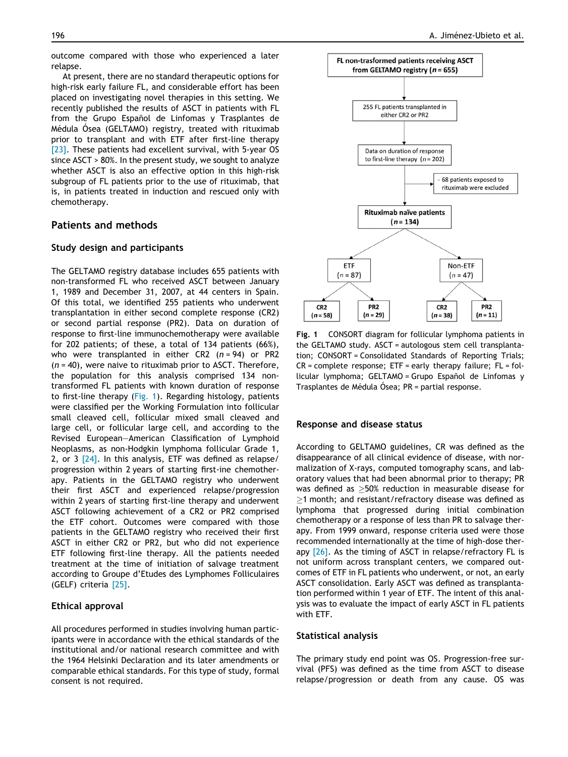outcome compared with those who experienced a later relapse.

At present, there are no standard therapeutic options for high-risk early failure FL, and considerable effort has been placed on investigating novel therapies in this setting. We recently published the results of ASCT in patients with FL from the Grupo Español de Linfomas y Trasplantes de Médula Ósea (GELTAMO) registry, treated with rituximab prior to transplant and with ETF after first-line therapy [23]. These patients had excellent survival, with 5-year OS since ASCT > 80%. In the present study, we sought to analyze whether ASCT is also an effective option in this high-risk subgroup of FL patients prior to the use of rituximab, that is, in patients treated in induction and rescued only with chemotherapy.

## Patients and methods

### Study design and participants

The GELTAMO registry database includes 655 patients with non-transformed FL who received ASCT between January 1, 1989 and December 31, 2007, at 44 centers in Spain. Of this total, we identified 255 patients who underwent transplantation in either second complete response (CR2) or second partial response (PR2). Data on duration of response to first-line immunochemotherapy were available for 202 patients; of these, a total of 134 patients (66%), who were transplanted in either CR2 ($n = 94$) or PR2 ($n = 40$), were naive to rituximab prior to ASCT. Therefore, the population for this analysis comprised 134 non-transformed FL patients with known duration of response to first-line therapy (Fig. 1). Regarding histology, patients were classified per the Working Formulation into follicular small cleaved cell, follicular mixed small cleaved and large cell, or follicular large cell, and according to the Revised European—American Classification of Lymphoid Neoplasms, as non-Hodgkin lymphoma follicular Grade 1, 2, or 3 [24]. In this analysis, ETF was defined as relapse/progression within 2 years of starting first-line chemotherapy. Patients in the GELTAMO registry who underwent their first ASCT and experienced relapse/progression within 2 years of starting first-line therapy and underwent ASCT following achievement of a CR2 or PR2 comprised the ETF cohort. Outcomes were compared with those patients in the GELTAMO registry who received their first ASCT in either CR2 or PR2, but who did not experience ETF following first-line therapy. All the patients needed treatment at the time of initiation of salvage treatment according to Groupe d'Etudes des Lymphomes Folliculaires (GELF) criteria [25].

### Ethical approval

All procedures performed in studies involving human participants were in accordance with the ethical standards of the institutional and/or national research committee and with the 1964 Helsinki Declaration and its later amendments or comparable ethical standards. For this type of study, formal consent is not required.

**FL non-trasformed patients receiving ASCT from GELTAMO registry ($n = 655$)**
→ 255 FL patients transplanted in either CR2 or PR2
→ Data on duration of response to first-line therapy ($n = 202$)
→ - 68 patients exposed to rituximab were excluded
→ **Rituximab naïve patients ($n = 134$)**
→ ETF ($n = 87$): **CR2 ($n = 58$)**, **PR2 ($n = 29$)**
→ Non-ETF ($n = 47$): **CR2 ($n = 38$)**, **PR2 ($n = 11$)**

**Fig. 1** CONSORT diagram for follicular lymphoma patients in the GELTAMO study. ASCT = autologous stem cell transplantation; CONSORT = Consolidated Standards of Reporting Trials; CR = complete response; ETF = early therapy failure; FL = follicular lymphoma; GELTAMO = Grupo Español de Linfomas y Trasplantes de Médula Ósea; PR = partial response.

### Response and disease status

According to GELTAMO guidelines, CR was defined as the disappearance of all clinical evidence of disease, with normalization of X-rays, computed tomography scans, and laboratory values that had been abnormal prior to therapy; PR was defined as ≥50% reduction in measurable disease for ≥1 month; and resistant/refractory disease was defined as lymphoma that progressed during initial combination chemotherapy or a response of less than PR to salvage therapy. From 1999 onward, response criteria used were those recommended internationally at the time of high-dose therapy [26]. As the timing of ASCT in relapse/refractory FL is not uniform across transplant centers, we compared outcomes of ETF in FL patients who underwent, or not, an early ASCT consolidation. Early ASCT was defined as transplantation performed within 1 year of ETF. The intent of this analysis was to evaluate the impact of early ASCT in FL patients with ETF.

### Statistical analysis

The primary study end point was OS. Progression-free survival (PFS) was defined as the time from ASCT to disease relapse/progression or death from any cause. OS was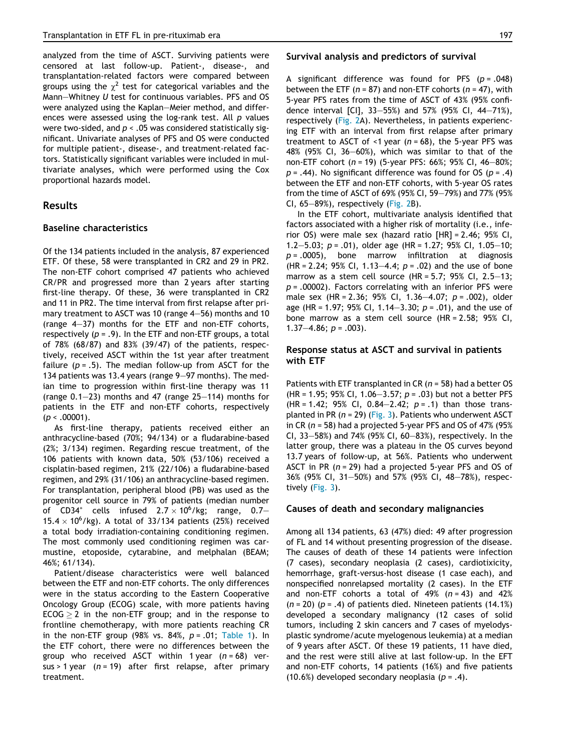analyzed from the time of ASCT. Surviving patients were censored at last follow-up. Patient-, disease-, and transplantation-related factors were compared between groups using the $\chi^2$ test for categorical variables and the Mann–Whitney U test for continuous variables. PFS and OS were analyzed using the Kaplan–Meier method, and differences were assessed using the log-rank test. All p values were two-sided, and $p < .05$ was considered statistically significant. Univariate analyses of PFS and OS were conducted for multiple patient-, disease-, and treatment-related factors. Statistically significant variables were included in multivariate analyses, which were performed using the Cox proportional hazards model.

## Results

### Baseline characteristics

Of the 134 patients included in the analysis, 87 experienced ETF. Of these, 58 were transplanted in CR2 and 29 in PR2. The non-ETF cohort comprised 47 patients who achieved CR/PR and progressed more than 2 years after starting first-line therapy. Of these, 36 were transplanted in CR2 and 11 in PR2. The time interval from first relapse after primary treatment to ASCT was 10 (range 4–56) months and 10 (range 4–37) months for the ETF and non-ETF cohorts, respectively ($p = .9$). In the ETF and non-ETF groups, a total of 78% (68/87) and 83% (39/47) of the patients, respectively, received ASCT within the 1st year after treatment failure ($p = .5$). The median follow-up from ASCT for the 134 patients was 13.4 years (range 9–97 months). The median time to progression within first-line therapy was 11 (range 0.1–23) months and 47 (range 25–114) months for patients in the ETF and non-ETF cohorts, respectively ($p < .00001$).

As first-line therapy, patients received either an anthracycline-based (70%; 94/134) or a fludarabine-based (2%; 3/134) regimen. Regarding rescue treatment, of the 106 patients with known data, 50% (53/106) received a cisplatin-based regimen, 21% (22/106) a fludarabine-based regimen, and 29% (31/106) an anthracycline-based regimen. For transplantation, peripheral blood (PB) was used as the progenitor cell source in 79% of patients (median number of $CD34^+$ cells infused $2.7 \times 10^6$/kg; range, 0.7–$15.4 \times 10^6$/kg). A total of 33/134 patients (25%) received a total body irradiation-containing conditioning regimen. The most commonly used conditioning regimen was carmustine, etoposide, cytarabine, and melphalan (BEAM; 46%; 61/134).

Patient/disease characteristics were well balanced between the ETF and non-ETF cohorts. The only differences were in the status according to the Eastern Cooperative Oncology Group (ECOG) scale, with more patients having ECOG $\geq 2$ in the non-ETF group; and in the response to frontline chemotherapy, with more patients reaching CR in the non-ETF group (98% vs. 84%, $p = .01$; Table 1). In the ETF cohort, there were no differences between the group who received ASCT within 1 year ($n = 68$) versus > 1 year ($n = 19$) after first relapse, after primary treatment.

### Survival analysis and predictors of survival

A significant difference was found for PFS ($p = .048$) between the ETF ($n = 87$) and non-ETF cohorts ($n = 47$), with 5-year PFS rates from the time of ASCT of 43% (95% confidence interval [CI], 33–55%) and 57% (95% CI, 44–71%), respectively (Fig. 2A). Nevertheless, in patients experiencing ETF with an interval from first relapse after primary treatment to ASCT of <1 year ($n = 68$), the 5-year PFS was 48% (95% CI, 36–60%), which was similar to that of the non-ETF cohort ($n = 19$) (5-year PFS: 66%; 95% CI, 46–80%; $p = .44$). No significant difference was found for OS ($p = .4$) between the ETF and non-ETF cohorts, with 5-year OS rates from the time of ASCT of 69% (95% CI, 59–79%) and 77% (95% CI, 65–89%), respectively (Fig. 2B).

In the ETF cohort, multivariate analysis identified that factors associated with a higher risk of mortality (i.e., inferior OS) were male sex (hazard ratio [HR] = 2.46; 95% CI, 1.2–5.03; $p = .01$), older age (HR = 1.27; 95% CI, 1.05–10; $p = .0005$), bone marrow infiltration at diagnosis (HR = 2.24; 95% CI, 1.13–4.4; $p = .02$) and the use of bone marrow as a stem cell source (HR = 5.7; 95% CI, 2.5–13; $p = .00002$). Factors correlating with an inferior PFS were male sex (HR = 2.36; 95% CI, 1.36–4.07; $p = .002$), older age (HR = 1.97; 95% CI, 1.14–3.30; $p = .01$), and the use of bone marrow as a stem cell source (HR = 2.58; 95% CI, 1.37–4.86; $p = .003$).

### Response status at ASCT and survival in patients with ETF

Patients with ETF transplanted in CR ($n = 58$) had a better OS (HR = 1.95; 95% CI, 1.06–3.57; $p = .03$) but not a better PFS (HR = 1.42; 95% CI, 0.84–2.42; $p = .1$) than those transplanted in PR ($n = 29$) (Fig. 3). Patients who underwent ASCT in CR ($n = 58$) had a projected 5-year PFS and OS of 47% (95% CI, 33–58%) and 74% (95% CI, 60–83%), respectively. In the latter group, there was a plateau in the OS curves beyond 13.7 years of follow-up, at 56%. Patients who underwent ASCT in PR ($n = 29$) had a projected 5-year PFS and OS of 36% (95% CI, 31–50%) and 57% (95% CI, 48–78%), respectively (Fig. 3).

### Causes of death and secondary malignancies

Among all 134 patients, 63 (47%) died: 49 after progression of FL and 14 without presenting progression of the disease. The causes of death of these 14 patients were infection (7 cases), secondary neoplasia (2 cases), cardiotixicity, hemorrhage, graft-versus-host disease (1 case each), and nonspecified nonrelapsed mortality (2 cases). In the ETF and non-ETF cohorts a total of 49% ($n = 43$) and 42% ($n = 20$) ($p = .4$) of patients died. Nineteen patients (14.1%) developed a secondary malignancy (12 cases of solid tumors, including 2 skin cancers and 7 cases of myelodysplastic syndrome/acute myelogenous leukemia) at a median of 9 years after ASCT. Of these 19 patients, 11 have died, and the rest were still alive at last follow-up. In the EFT and non-ETF cohorts, 14 patients (16%) and five patients (10.6%) developed secondary neoplasia ($p = .4$).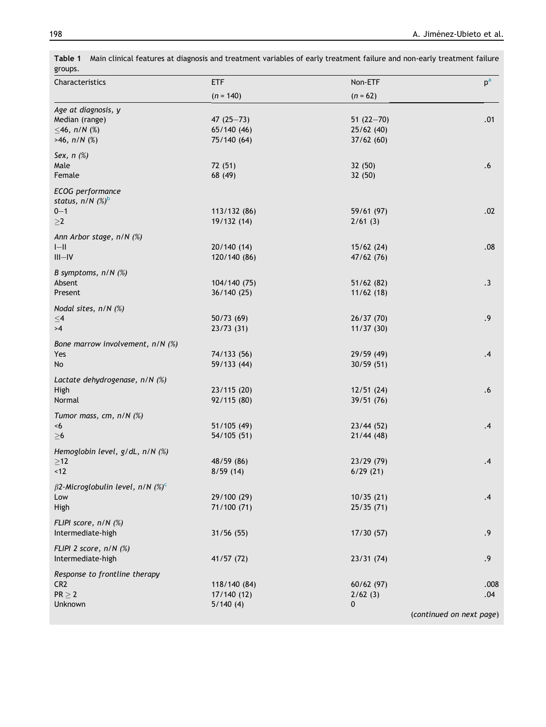**Table 1** Main clinical features at diagnosis and treatment variables of early treatment failure and non-early treatment failure groups.

| Characteristics | ETF | Non-ETF | p[a] |
|---|---|---|---|
| | (n = 140) | (n = 62) | |
| *Age at diagnosis, y* | | | |
| Median (range) | 47 (25–73) | 51 (22–70) | .01 |
| ≤46, n/N (%) | 65/140 (46) | 25/62 (40) | |
| >46, n/N (%) | 75/140 (64) | 37/62 (60) | |
| *Sex, n (%)* | | | |
| Male | 72 (51) | 32 (50) | .6 |
| Female | 68 (49) | 32 (50) | |
| *ECOG performance status, n/N (%)*[b] | | | |
| 0–1 | 113/132 (86) | 59/61 (97) | .02 |
| ≥2 | 19/132 (14) | 2/61 (3) | |
| *Ann Arbor stage, n/N (%)* | | | |
| I–II | 20/140 (14) | 15/62 (24) | .08 |
| III–IV | 120/140 (86) | 47/62 (76) | |
| *B symptoms, n/N (%)* | | | |
| Absent | 104/140 (75) | 51/62 (82) | .3 |
| Present | 36/140 (25) | 11/62 (18) | |
| *Nodal sites, n/N (%)* | | | |
| ≤4 | 50/73 (69) | 26/37 (70) | .9 |
| >4 | 23/73 (31) | 11/37 (30) | |
| *Bone marrow involvement, n/N (%)* | | | |
| Yes | 74/133 (56) | 29/59 (49) | .4 |
| No | 59/133 (44) | 30/59 (51) | |
| *Lactate dehydrogenase, n/N (%)* | | | |
| High | 23/115 (20) | 12/51 (24) | .6 |
| Normal | 92/115 (80) | 39/51 (76) | |
| *Tumor mass, cm, n/N (%)* | | | |
| <6 | 51/105 (49) | 23/44 (52) | .4 |
| ≥6 | 54/105 (51) | 21/44 (48) | |
| *Hemoglobin level, g/dL, n/N (%)* | | | |
| ≥12 | 48/59 (86) | 23/29 (79) | .4 |
| <12 | 8/59 (14) | 6/29 (21) | |
| *β2-Microglobulin level, n/N (%)*[c] | | | |
| Low | 29/100 (29) | 10/35 (21) | .4 |
| High | 71/100 (71) | 25/35 (71) | |
| *FLIPI score, n/N (%)* | | | |
| Intermediate-high | 31/56 (55) | 17/30 (57) | .9 |
| *FLIPI 2 score, n/N (%)* | | | |
| Intermediate-high | 41/57 (72) | 23/31 (74) | .9 |
| *Response to frontline therapy* | | | |
| CR2 | 118/140 (84) | 60/62 (97) | .008 |
| PR ≥ 2 | 17/140 (12) | 2/62 (3) | .04 |
| Unknown | 5/140 (4) | 0 | |

(*continued on next page*)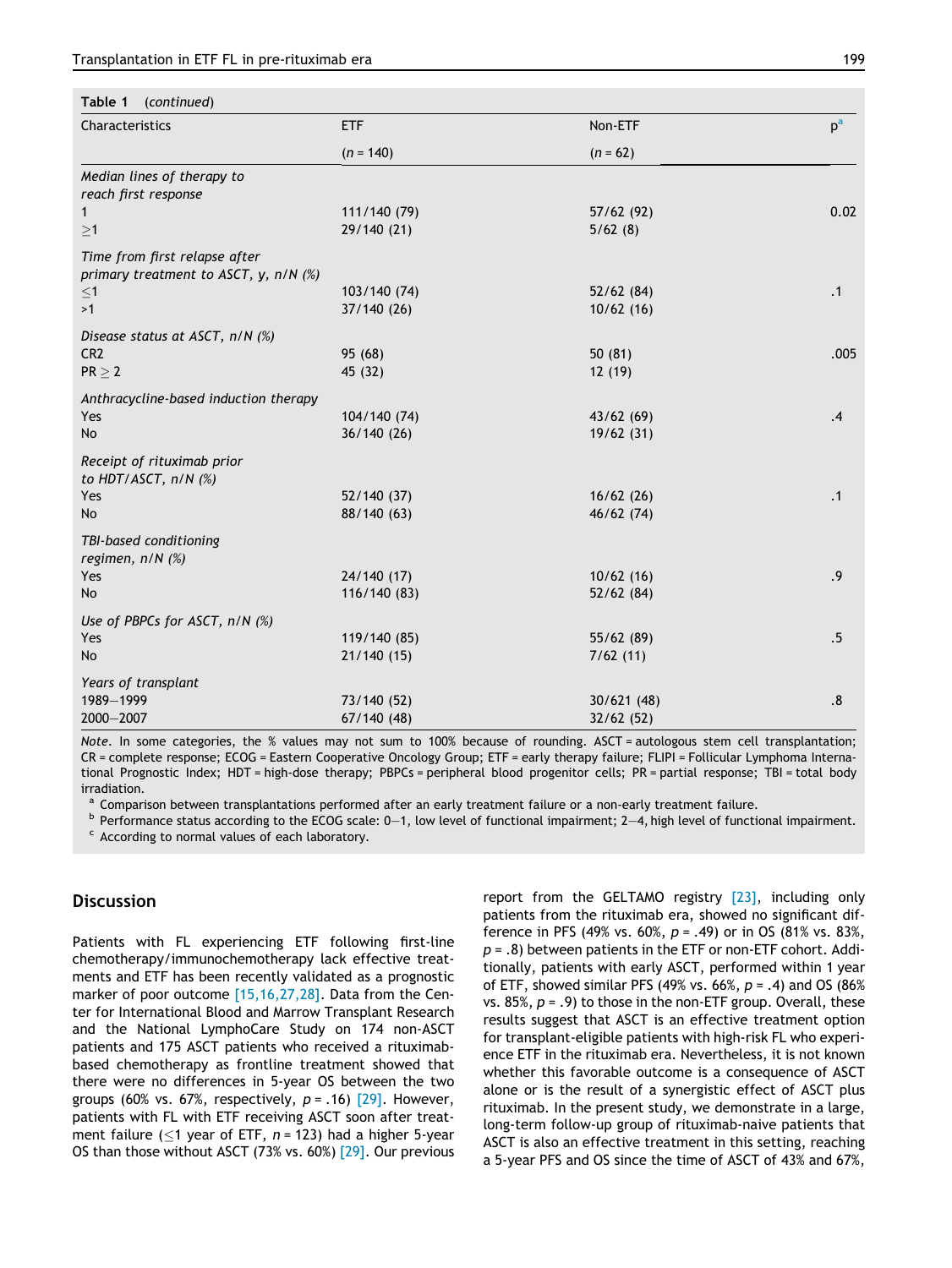**Table 1** (*continued*)

| Characteristics | ETF | Non-ETF | p[a] |
|---|---|---|---|
| | (*n* = 140) | (*n* = 62) | |
| *Median lines of therapy to reach first response* | | | |
| 1 | 111/140 (79) | 57/62 (92) | 0.02 |
| ≥1 | 29/140 (21) | 5/62 (8) | |
| *Time from first relapse after primary treatment to ASCT, y, n/N (%)* | | | |
| ≤1 | 103/140 (74) | 52/62 (84) | .1 |
| >1 | 37/140 (26) | 10/62 (16) | |
| *Disease status at ASCT, n/N (%)* | | | |
| CR2 | 95 (68) | 50 (81) | .005 |
| PR ≥ 2 | 45 (32) | 12 (19) | |
| *Anthracycline-based induction therapy* | | | |
| Yes | 104/140 (74) | 43/62 (69) | .4 |
| No | 36/140 (26) | 19/62 (31) | |
| *Receipt of rituximab prior to HDT/ASCT, n/N (%)* | | | |
| Yes | 52/140 (37) | 16/62 (26) | .1 |
| No | 88/140 (63) | 46/62 (74) | |
| *TBI-based conditioning regimen, n/N (%)* | | | |
| Yes | 24/140 (17) | 10/62 (16) | .9 |
| No | 116/140 (83) | 52/62 (84) | |
| *Use of PBPCs for ASCT, n/N (%)* | | | |
| Yes | 119/140 (85) | 55/62 (89) | .5 |
| No | 21/140 (15) | 7/62 (11) | |
| *Years of transplant* | | | |
| 1989–1999 | 73/140 (52) | 30/621 (48) | .8 |
| 2000–2007 | 67/140 (48) | 32/62 (52) | |

*Note*. In some categories, the % values may not sum to 100% because of rounding. ASCT = autologous stem cell transplantation; CR = complete response; ECOG = Eastern Cooperative Oncology Group; ETF = early therapy failure; FLIPI = Follicular Lymphoma International Prognostic Index; HDT = high-dose therapy; PBPCs = peripheral blood progenitor cells; PR = partial response; TBI = total body irradiation.

[a] Comparison between transplantations performed after an early treatment failure or a non-early treatment failure.

[b] Performance status according to the ECOG scale: 0–1, low level of functional impairment; 2–4, high level of functional impairment.

[c] According to normal values of each laboratory.

## Discussion

Patients with FL experiencing ETF following first-line chemotherapy/immunochemotherapy lack effective treatments and ETF has been recently validated as a prognostic marker of poor outcome [15,16,27,28]. Data from the Center for International Blood and Marrow Transplant Research and the National LymphoCare Study on 174 non-ASCT patients and 175 ASCT patients who received a rituximab-based chemotherapy as frontline treatment showed that there were no differences in 5-year OS between the two groups (60% vs. 67%, respectively, $p = .16$) [29]. However, patients with FL with ETF receiving ASCT soon after treatment failure (≤1 year of ETF, $n = 123$) had a higher 5-year OS than those without ASCT (73% vs. 60%) [29]. Our previous report from the GELTAMO registry [23], including only patients from the rituximab era, showed no significant difference in PFS (49% vs. 60%, $p = .49$) or in OS (81% vs. 83%, $p = .8$) between patients in the ETF or non-ETF cohort. Additionally, patients with early ASCT, performed within 1 year of ETF, showed similar PFS (49% vs. 66%, $p = .4$) and OS (86% vs. 85%, $p = .9$) to those in the non-ETF group. Overall, these results suggest that ASCT is an effective treatment option for transplant-eligible patients with high-risk FL who experience ETF in the rituximab era. Nevertheless, it is not known whether this favorable outcome is a consequence of ASCT alone or is the result of a synergistic effect of ASCT plus rituximab. In the present study, we demonstrate in a large, long-term follow-up group of rituximab-naive patients that ASCT is also an effective treatment in this setting, reaching a 5-year PFS and OS since the time of ASCT of 43% and 67%,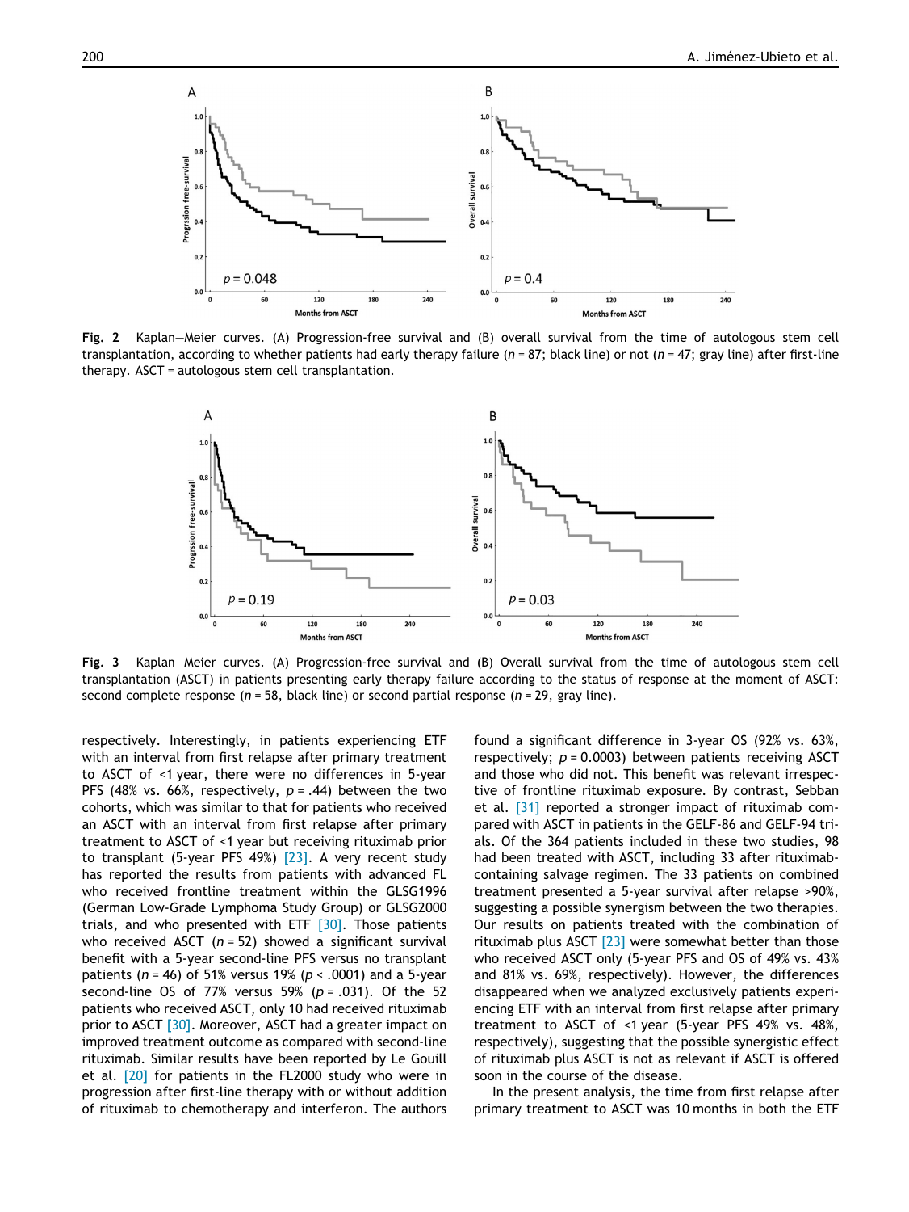Fig. 2 Kaplan–Meier curves. (A) Progression-free survival and (B) overall survival from the time of autologous stem cell transplantation, according to whether patients had early therapy failure ($n = 87$; black line) or not ($n = 47$; gray line) after first-line therapy. ASCT = autologous stem cell transplantation.

Fig. 3 Kaplan–Meier curves. (A) Progression-free survival and (B) Overall survival from the time of autologous stem cell transplantation (ASCT) in patients presenting early therapy failure according to the status of response at the moment of ASCT: second complete response ($n = 58$, black line) or second partial response ($n = 29$, gray line).

respectively. Interestingly, in patients experiencing ETF with an interval from first relapse after primary treatment to ASCT of <1 year, there were no differences in 5-year PFS (48% vs. 66%, respectively, $p = .44$) between the two cohorts, which was similar to that for patients who received an ASCT with an interval from first relapse after primary treatment to ASCT of <1 year but receiving rituximab prior to transplant (5-year PFS 49%) [23]. A very recent study has reported the results from patients with advanced FL who received frontline treatment within the GLSG1996 (German Low-Grade Lymphoma Study Group) or GLSG2000 trials, and who presented with ETF [30]. Those patients who received ASCT ($n = 52$) showed a significant survival benefit with a 5-year second-line PFS versus no transplant patients ($n = 46$) of 51% versus 19% ($p < .0001$) and a 5-year second-line OS of 77% versus 59% ($p = .031$). Of the 52 patients who received ASCT, only 10 had received rituximab prior to ASCT [30]. Moreover, ASCT had a greater impact on improved treatment outcome as compared with second-line rituximab. Similar results have been reported by Le Gouill et al. [20] for patients in the FL2000 study who were in progression after first-line therapy with or without addition of rituximab to chemotherapy and interferon. The authors found a significant difference in 3-year OS (92% vs. 63%, respectively; $p = 0.0003$) between patients receiving ASCT and those who did not. This benefit was relevant irrespective of frontline rituximab exposure. By contrast, Sebban et al. [31] reported a stronger impact of rituximab compared with ASCT in patients in the GELF-86 and GELF-94 trials. Of the 364 patients included in these two studies, 98 had been treated with ASCT, including 33 after rituximab-containing salvage regimen. The 33 patients on combined treatment presented a 5-year survival after relapse >90%, suggesting a possible synergism between the two therapies. Our results on patients treated with the combination of rituximab plus ASCT [23] were somewhat better than those who received ASCT only (5-year PFS and OS of 49% vs. 43% and 81% vs. 69%, respectively). However, the differences disappeared when we analyzed exclusively patients experiencing ETF with an interval from first relapse after primary treatment to ASCT of <1 year (5-year PFS 49% vs. 48%, respectively), suggesting that the possible synergistic effect of rituximab plus ASCT is not as relevant if ASCT is offered soon in the course of the disease.

In the present analysis, the time from first relapse after primary treatment to ASCT was 10 months in both the ETF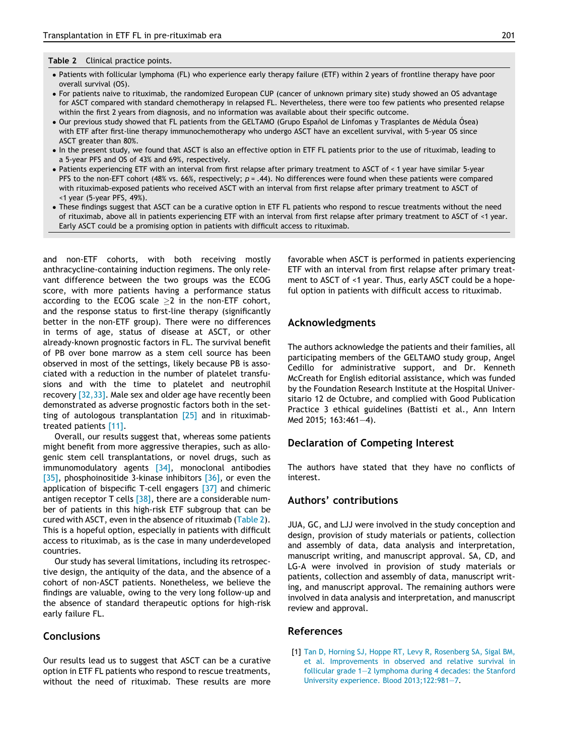**Table 2** Clinical practice points.

- Patients with follicular lymphoma (FL) who experience early therapy failure (ETF) within 2 years of frontline therapy have poor overall survival (OS).
- For patients naive to rituximab, the randomized European CUP (cancer of unknown primary site) study showed an OS advantage for ASCT compared with standard chemotherapy in relapsed FL. Nevertheless, there were too few patients who presented relapse within the first 2 years from diagnosis, and no information was available about their specific outcome.
- Our previous study showed that FL patients from the GELTAMO (Grupo Español de Linfomas y Trasplantes de Médula Ósea) with ETF after first-line therapy immunochemotherapy who undergo ASCT have an excellent survival, with 5-year OS since ASCT greater than 80%.
- In the present study, we found that ASCT is also an effective option in ETF FL patients prior to the use of rituximab, leading to a 5-year PFS and OS of 43% and 69%, respectively.
- Patients experiencing ETF with an interval from first relapse after primary treatment to ASCT of < 1 year have similar 5-year PFS to the non-EFT cohort (48% vs. 66%, respectively; $p = .44$). No differences were found when these patients were compared with rituximab-exposed patients who received ASCT with an interval from first relapse after primary treatment to ASCT of <1 year (5-year PFS, 49%).
- These findings suggest that ASCT can be a curative option in ETF FL patients who respond to rescue treatments without the need of rituximab, above all in patients experiencing ETF with an interval from first relapse after primary treatment to ASCT of <1 year. Early ASCT could be a promising option in patients with difficult access to rituximab.

and non-ETF cohorts, with both receiving mostly anthracycline-containing induction regimens. The only relevant difference between the two groups was the ECOG score, with more patients having a performance status according to the ECOG scale $\geq 2$ in the non-ETF cohort, and the response status to first-line therapy (significantly better in the non-ETF group). There were no differences in terms of age, status of disease at ASCT, or other already-known prognostic factors in FL. The survival benefit of PB over bone marrow as a stem cell source has been observed in most of the settings, likely because PB is associated with a reduction in the number of platelet transfusions and with the time to platelet and neutrophil recovery [32,33]. Male sex and older age have recently been demonstrated as adverse prognostic factors both in the setting of autologous transplantation [25] and in rituximab-treated patients [11].

Overall, our results suggest that, whereas some patients might benefit from more aggressive therapies, such as allogenic stem cell transplantations, or novel drugs, such as immunomodulatory agents [34], monoclonal antibodies [35], phosphoinositide 3-kinase inhibitors [36], or even the application of bispecific T-cell engagers [37] and chimeric antigen receptor T cells [38], there are a considerable number of patients in this high-risk ETF subgroup that can be cured with ASCT, even in the absence of rituximab (Table 2). This is a hopeful option, especially in patients with difficult access to rituximab, as is the case in many underdeveloped countries.

Our study has several limitations, including its retrospective design, the antiquity of the data, and the absence of a cohort of non-ASCT patients. Nonetheless, we believe the findings are valuable, owing to the very long follow-up and the absence of standard therapeutic options for high-risk early failure FL.

## Conclusions

Our results lead us to suggest that ASCT can be a curative option in ETF FL patients who respond to rescue treatments, without the need of rituximab. These results are more favorable when ASCT is performed in patients experiencing ETF with an interval from first relapse after primary treatment to ASCT of <1 year. Thus, early ASCT could be a hopeful option in patients with difficult access to rituximab.

## Acknowledgments

The authors acknowledge the patients and their families, all participating members of the GELTAMO study group, Angel Cedillo for administrative support, and Dr. Kenneth McCreath for English editorial assistance, which was funded by the Foundation Research Institute at the Hospital Universitario 12 de Octubre, and complied with Good Publication Practice 3 ethical guidelines (Battisti et al., Ann Intern Med 2015; 163:461−4).

## Declaration of Competing Interest

The authors have stated that they have no conflicts of interest.

## Authors' contributions

JUA, GC, and LJJ were involved in the study conception and design, provision of study materials or patients, collection and assembly of data, data analysis and interpretation, manuscript writing, and manuscript approval. SA, CD, and LG-A were involved in provision of study materials or patients, collection and assembly of data, manuscript writing, and manuscript approval. The remaining authors were involved in data analysis and interpretation, and manuscript review and approval.

## References

[1] Tan D, Horning SJ, Hoppe RT, Levy R, Rosenberg SA, Sigal BM, et al. Improvements in observed and relative survival in follicular grade 1−2 lymphoma during 4 decades: the Stanford University experience. Blood 2013;122:981−7.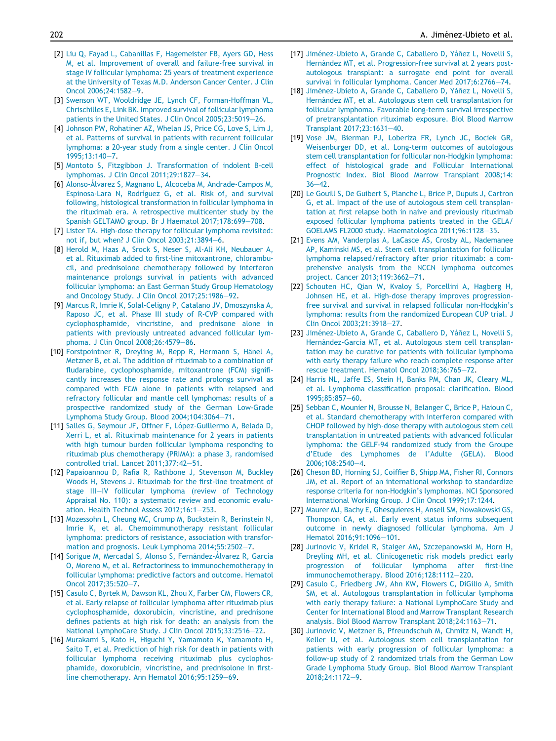[2] Liu Q, Fayad L, Cabanillas F, Hagemeister FB, Ayers GD, Hess M, et al. Improvement of overall and failure-free survival in stage IV follicular lymphoma: 25 years of treatment experience at the University of Texas M.D. Anderson Cancer Center. J Clin Oncol 2006;24:1582—9.

[3] Swenson WT, Wooldridge JE, Lynch CF, Forman-Hoffman VL, Chrischilles E, Link BK. Improved survival of follicular lymphoma patients in the United States. J Clin Oncol 2005;23:5019—26.

[4] Johnson PW, Rohatiner AZ, Whelan JS, Price CG, Love S, Lim J, et al. Patterns of survival in patients with recurrent follicular lymphoma: a 20-year study from a single center. J Clin Oncol 1995;13:140—7.

[5] Montoto S, Fitzgibbon J. Transformation of indolent B-cell lymphomas. J Clin Oncol 2011;29:1827—34.

[6] Alonso-Álvarez S, Magnano L, Alcoceba M, Andrade-Campos M, Espinosa-Lara N, Rodríguez G, et al. Risk of, and survival following, histological transformation in follicular lymphoma in the rituximab era. A retrospective multicenter study by the Spanish GELTAMO group. Br J Haematol 2017;178:699—708.

[7] Lister TA. High-dose therapy for follicular lymphoma revisited: not if, but when? J Clin Oncol 2003;21:3894—6.

[8] Herold M, Haas A, Srock S, Neser S, Al-Ali KH, Neubauer A, et al. Rituximab added to first-line mitoxantrone, chlorambucil, and prednisolone chemotherapy followed by interferon maintenance prolongs survival in patients with advanced follicular lymphoma: an East German Study Group Hematology and Oncology Study. J Clin Oncol 2017;25:1986—92.

[9] Marcus R, Imrie K, Solal-Celigny P, Catalano JV, Dmoszynska A, Raposo JC, et al. Phase III study of R-CVP compared with cyclophosphamide, vincristine, and prednisone alone in patients with previously untreated advanced follicular lymphoma. J Clin Oncol 2008;26:4579—86.

[10] Forstpointner R, Dreyling M, Repp R, Hermann S, Hänel A, Metzner B, et al. The addition of rituximab to a combination of fludarabine, cyclophosphamide, mitoxantrone (FCM) significantly increases the response rate and prolongs survival as compared with FCM alone in patients with relapsed and refractory follicular and mantle cell lymphomas: results of a prospective randomized study of the German Low-Grade Lymphoma Study Group. Blood 2004;104:3064—71.

[11] Salles G, Seymour JF, Offner F, López-Guillermo A, Belada D, Xerri L, et al. Rituximab maintenance for 2 years in patients with high tumour burden follicular lymphoma responding to rituximab plus chemotherapy (PRIMA): a phase 3, randomised controlled trial. Lancet 2011;377:42—51.

[12] Papaioannou D, Rafia R, Rathbone J, Stevenson M, Buckley Woods H, Stevens J. Rituximab for the first-line treatment of stage III—IV follicular lymphoma (review of Technology Appraisal No. 110): a systematic review and economic evaluation. Health Technol Assess 2012;16:1—253.

[13] Mozessohn L, Cheung MC, Crump M, Buckstein R, Berinstein N, Imrie K, et al. Chemoimmunotherapy resistant follicular lymphoma: predictors of resistance, association with transformation and prognosis. Leuk Lymphoma 2014;55:2502—7.

[14] Sorigue M, Mercadal S, Alonso S, Fernández-Álvarez R, García O, Moreno M, et al. Refractoriness to immunochemotherapy in follicular lymphoma: predictive factors and outcome. Hematol Oncol 2017;35:520—7.

[15] Casulo C, Byrtek M, Dawson KL, Zhou X, Farber CM, Flowers CR, et al. Early relapse of follicular lymphoma after rituximab plus cyclophosphamide, doxorubicin, vincristine, and prednisone defines patients at high risk for death: an analysis from the National LymphoCare Study. J Clin Oncol 2015;33:2516—22.

[16] Murakami S, Kato H, Higuchi Y, Yamamoto K, Yamamoto H, Saito T, et al. Prediction of high risk for death in patients with follicular lymphoma receiving rituximab plus cyclophosphamide, doxorubicin, vincristine, and prednisolone in first-line chemotherapy. Ann Hematol 2016;95:1259—69.

[17] Jiménez-Ubieto A, Grande C, Caballero D, Yáñez L, Novelli S, Hernández MT, et al. Progression-free survival at 2 years post-autologous transplant: a surrogate end point for overall survival in follicular lymphoma. Cancer Med 2017;6:2766—74.

[18] Jiménez-Ubieto A, Grande C, Caballero D, Yáñez L, Novelli S, Hernández MT, et al. Autologous stem cell transplantation for follicular lymphoma. Favorable long-term survival irrespective of pretransplantation rituximab exposure. Biol Blood Marrow Transplant 2017;23:1631—40.

[19] Vose JM, Bierman PJ, Loberiza FR, Lynch JC, Bociek GR, Weisenburger DD, et al. Long-term outcomes of autologous stem cell transplantation for follicular non-Hodgkin lymphoma: effect of histological grade and Follicular International Prognostic Index. Biol Blood Marrow Transplant 2008;14:36—42.

[20] Le Gouill S, De Guibert S, Planche L, Brice P, Dupuis J, Cartron G, et al. Impact of the use of autologous stem cell transplantation at first relapse both in naive and previously rituximab exposed follicular lymphoma patients treated in the GELA/GOELAMS FL2000 study. Haematologica 2011;96:1128—35.

[21] Evens AM, Vanderplas A, LaCasce AS, Crosby AL, Nademanee AP, Kaminski MS, et al. Stem cell transplantation for follicular lymphoma relapsed/refractory after prior rituximab: a comprehensive analysis from the NCCN lymphoma outcomes project. Cancer 2013;119:3662—71.

[22] Schouten HC, Qian W, Kvaloy S, Porcellini A, Hagberg H, Johnsen HE, et al. High-dose therapy improves progression-free survival and survival in relapsed follicular non-Hodgkin's lymphoma: results from the randomized European CUP trial. J Clin Oncol 2003;21:3918—27.

[23] Jiménez-Ubieto A, Grande C, Caballero D, Yáñez L, Novelli S, Hernández-Garcia MT, et al. Autologous stem cell transplantation may be curative for patients with follicular lymphoma with early therapy failure who reach complete response after rescue treatment. Hematol Oncol 2018;36:765—72.

[24] Harris NL, Jaffe ES, Stein H, Banks PM, Chan JK, Cleary ML, et al. Lymphoma classification proposal: clarification. Blood 1995;85:857—60.

[25] Sebban C, Mounier N, Brousse N, Belanger C, Brice P, Haioun C, et al. Standard chemotherapy with interferon compared with CHOP followed by high-dose therapy with autologous stem cell transplantation in untreated patients with advanced follicular lymphoma: the GELF-94 randomized study from the Groupe d'Etude des Lymphomes de l'Adulte (GELA). Blood 2006;108:2540—4.

[26] Cheson BD, Horning SJ, Coiffier B, Shipp MA, Fisher RI, Connors JM, et al. Report of an international workshop to standardize response criteria for non-Hodgkin's lymphomas. NCI Sponsored International Working Group. J Clin Oncol 1999;17:1244.

[27] Maurer MJ, Bachy E, Ghesquieres H, Ansell SM, Nowakowski GS, Thompson CA, et al. Early event status informs subsequent outcome in newly diagnosed follicular lymphoma. Am J Hematol 2016;91:1096—101.

[28] Jurinovic V, Kridel R, Staiger AM, Szczepanowski M, Horn H, Dreyling MH, et al. Clinicogenetic risk models predict early progression of follicular lymphoma after first-line immunochemotherapy. Blood 2016;128:1112—220.

[29] Casulo C, Friedberg JW, Ahn KW, Flowers C, DiGilio A, Smith SM, et al. Autologous transplantation in follicular lymphoma with early therapy failure: a National LymphoCare Study and Center for International Blood and Marrow Transplant Research analysis. Biol Blood Marrow Transplant 2018;24:1163—71.

[30] Jurinovic V, Metzner B, Pfreundschuh M, Chmitz N, Wandt H, Keller U, et al. Autologous stem cell transplantation for patients with early progression of follicular lymphoma: a follow-up study of 2 randomized trials from the German Low Grade Lymphoma Study Group. Biol Blood Marrow Transplant 2018;24:1172—9.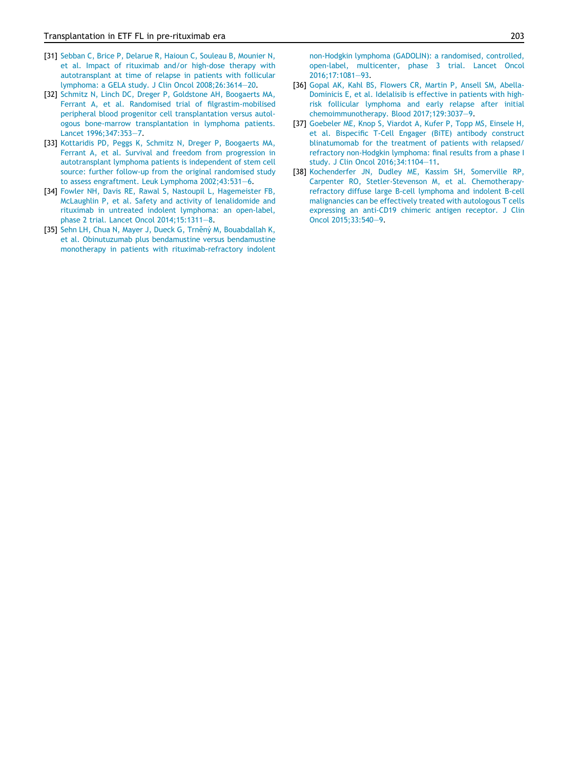[31] Sebban C, Brice P, Delarue R, Haioun C, Souleau B, Mounier N, et al. Impact of rituximab and/or high-dose therapy with autotransplant at time of relapse in patients with follicular lymphoma: a GELA study. J Clin Oncol 2008;26:3614—20.

[32] Schmitz N, Linch DC, Dreger P, Goldstone AH, Boogaerts MA, Ferrant A, et al. Randomised trial of filgrastim-mobilised peripheral blood progenitor cell transplantation versus autologous bone-marrow transplantation in lymphoma patients. Lancet 1996;347:353—7.

[33] Kottaridis PD, Peggs K, Schmitz N, Dreger P, Boogaerts MA, Ferrant A, et al. Survival and freedom from progression in autotransplant lymphoma patients is independent of stem cell source: further follow-up from the original randomised study to assess engraftment. Leuk Lymphoma 2002;43:531—6.

[34] Fowler NH, Davis RE, Rawal S, Nastoupil L, Hagemeister FB, McLaughlin P, et al. Safety and activity of lenalidomide and rituximab in untreated indolent lymphoma: an open-label, phase 2 trial. Lancet Oncol 2014;15:1311—8.

[35] Sehn LH, Chua N, Mayer J, Dueck G, Trněný M, Bouabdallah K, et al. Obinutuzumab plus bendamustine versus bendamustine monotherapy in patients with rituximab-refractory indolent non-Hodgkin lymphoma (GADOLIN): a randomised, controlled, open-label, multicenter, phase 3 trial. Lancet Oncol 2016;17:1081—93.

[36] Gopal AK, Kahl BS, Flowers CR, Martin P, Ansell SM, Abella-Dominicis E, et al. Idelalisib is effective in patients with high-risk follicular lymphoma and early relapse after initial chemoimmunotherapy. Blood 2017;129:3037—9.

[37] Goebeler ME, Knop S, Viardot A, Kufer P, Topp MS, Einsele H, et al. Bispecific T-Cell Engager (BiTE) antibody construct blinatumomab for the treatment of patients with relapsed/refractory non-Hodgkin lymphoma: final results from a phase I study. J Clin Oncol 2016;34:1104—11.

[38] Kochenderfer JN, Dudley ME, Kassim SH, Somerville RP, Carpenter RO, Stetler-Stevenson M, et al. Chemotherapy-refractory diffuse large B-cell lymphoma and indolent B-cell malignancies can be effectively treated with autologous T cells expressing an anti-CD19 chimeric antigen receptor. J Clin Oncol 2015;33:540—9.